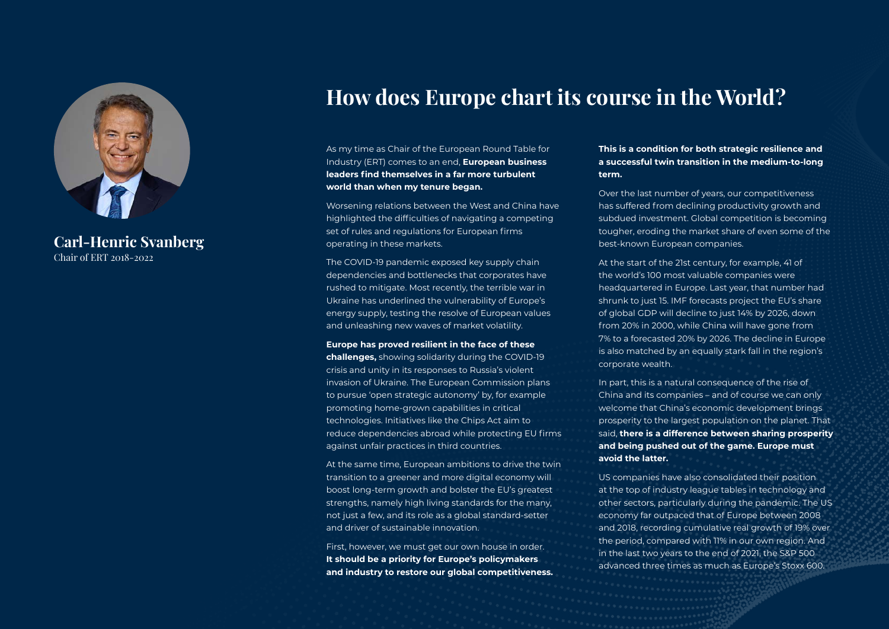**Carl-Henric Svanberg**
Chair of ERT 2018-2022

# How does Europe chart its course in the World?

As my time as Chair of the European Round Table for Industry (ERT) comes to an end, **European business leaders find themselves in a far more turbulent world than when my tenure began.**

Worsening relations between the West and China have highlighted the difficulties of navigating a competing set of rules and regulations for European firms operating in these markets.

The COVID-19 pandemic exposed key supply chain dependencies and bottlenecks that corporates have rushed to mitigate. Most recently, the terrible war in Ukraine has underlined the vulnerability of Europe's energy supply, testing the resolve of European values and unleashing new waves of market volatility.

**Europe has proved resilient in the face of these challenges,** showing solidarity during the COVID-19 crisis and unity in its responses to Russia's violent invasion of Ukraine. The European Commission plans to pursue 'open strategic autonomy' by, for example promoting home-grown capabilities in critical technologies. Initiatives like the Chips Act aim to reduce dependencies abroad while protecting EU firms against unfair practices in third countries.

At the same time, European ambitions to drive the twin transition to a greener and more digital economy will boost long-term growth and bolster the EU's greatest strengths, namely high living standards for the many, not just a few, and its role as a global standard-setter and driver of sustainable innovation.

First, however, we must get our own house in order. **It should be a priority for Europe's policymakers and industry to restore our global competitiveness. This is a condition for both strategic resilience and a successful twin transition in the medium-to-long term.**

Over the last number of years, our competitiveness has suffered from declining productivity growth and subdued investment. Global competition is becoming tougher, eroding the market share of even some of the best-known European companies.

At the start of the 21st century, for example, 41 of the world's 100 most valuable companies were headquartered in Europe. Last year, that number had shrunk to just 15. IMF forecasts project the EU's share of global GDP will decline to just 14% by 2026, down from 20% in 2000, while China will have gone from 7% to a forecasted 20% by 2026. The decline in Europe is also matched by an equally stark fall in the region's corporate wealth.

In part, this is a natural consequence of the rise of China and its companies – and of course we can only welcome that China's economic development brings prosperity to the largest population on the planet. That said, **there is a difference between sharing prosperity and being pushed out of the game. Europe must avoid the latter.**

US companies have also consolidated their position at the top of industry league tables in technology and other sectors, particularly during the pandemic. The US economy far outpaced that of Europe between 2008 and 2018, recording cumulative real growth of 19% over the period, compared with 11% in our own region. And in the last two years to the end of 2021, the S&P 500 advanced three times as much as Europe's Stoxx 600.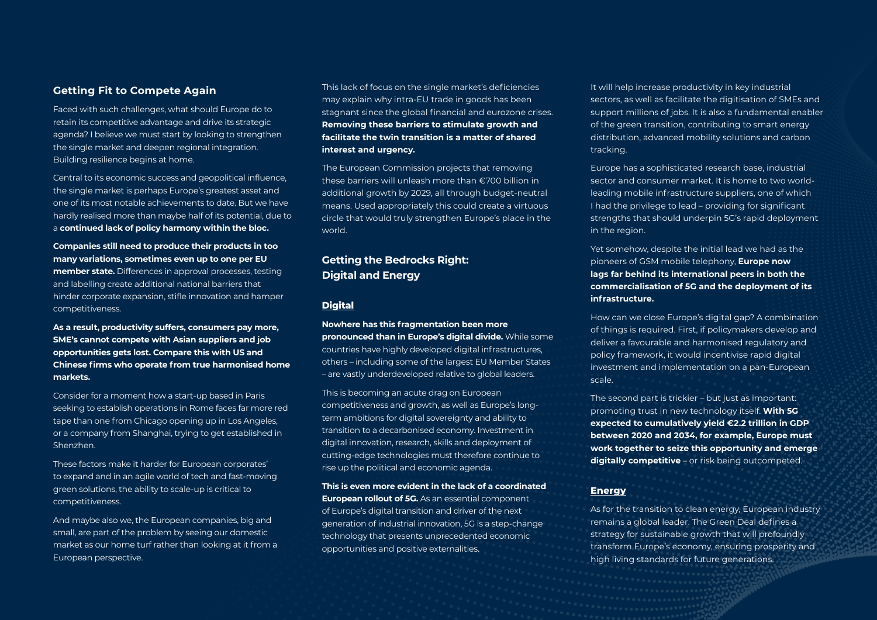## Getting Fit to Compete Again

Faced with such challenges, what should Europe do to retain its competitive advantage and drive its strategic agenda? I believe we must start by looking to strengthen the single market and deepen regional integration. Building resilience begins at home.

Central to its economic success and geopolitical influence, the single market is perhaps Europe's greatest asset and one of its most notable achievements to date. But we have hardly realised more than maybe half of its potential, due to a **continued lack of policy harmony within the bloc.**

**Companies still need to produce their products in too many variations, sometimes even up to one per EU member state.** Differences in approval processes, testing and labelling create additional national barriers that hinder corporate expansion, stifle innovation and hamper competitiveness.

**As a result, productivity suffers, consumers pay more, SME's cannot compete with Asian suppliers and job opportunities gets lost. Compare this with US and Chinese firms who operate from true harmonised home markets.**

Consider for a moment how a start-up based in Paris seeking to establish operations in Rome faces far more red tape than one from Chicago opening up in Los Angeles, or a company from Shanghai, trying to get established in Shenzhen.

These factors make it harder for European corporates' to expand and in an agile world of tech and fast-moving green solutions, the ability to scale-up is critical to competitiveness.

And maybe also we, the European companies, big and small, are part of the problem by seeing our domestic market as our home turf rather than looking at it from a European perspective.

This lack of focus on the single market's deficiencies may explain why intra-EU trade in goods has been stagnant since the global financial and eurozone crises. **Removing these barriers to stimulate growth and facilitate the twin transition is a matter of shared interest and urgency.**

The European Commission projects that removing these barriers will unleash more than €700 billion in additional growth by 2029, all through budget-neutral means. Used appropriately this could create a virtuous circle that would truly strengthen Europe's place in the world.

## Getting the Bedrocks Right: Digital and Energy

### Digital

**Nowhere has this fragmentation been more pronounced than in Europe's digital divide.** While some countries have highly developed digital infrastructures, others – including some of the largest EU Member States – are vastly underdeveloped relative to global leaders.

This is becoming an acute drag on European competitiveness and growth, as well as Europe's long-term ambitions for digital sovereignty and ability to transition to a decarbonised economy. Investment in digital innovation, research, skills and deployment of cutting-edge technologies must therefore continue to rise up the political and economic agenda.

**This is even more evident in the lack of a coordinated European rollout of 5G.** As an essential component of Europe's digital transition and driver of the next generation of industrial innovation, 5G is a step-change technology that presents unprecedented economic opportunities and positive externalities.

It will help increase productivity in key industrial sectors, as well as facilitate the digitisation of SMEs and support millions of jobs. It is also a fundamental enabler of the green transition, contributing to smart energy distribution, advanced mobility solutions and carbon tracking.

Europe has a sophisticated research base, industrial sector and consumer market. It is home to two world-leading mobile infrastructure suppliers, one of which I had the privilege to lead – providing for significant strengths that should underpin 5G's rapid deployment in the region.

Yet somehow, despite the initial lead we had as the pioneers of GSM mobile telephony, **Europe now lags far behind its international peers in both the commercialisation of 5G and the deployment of its infrastructure.**

How can we close Europe's digital gap? A combination of things is required. First, if policymakers develop and deliver a favourable and harmonised regulatory and policy framework, it would incentivise rapid digital investment and implementation on a pan-European scale.

The second part is trickier – but just as important: promoting trust in new technology itself. **With 5G expected to cumulatively yield €2.2 trillion in GDP between 2020 and 2034, for example, Europe must work together to seize this opportunity and emerge digitally competitive** – or risk being outcompeted.

### Energy

As for the transition to clean energy, European industry remains a global leader. The Green Deal defines a strategy for sustainable growth that will profoundly transform Europe's economy, ensuring prosperity and high living standards for future generations.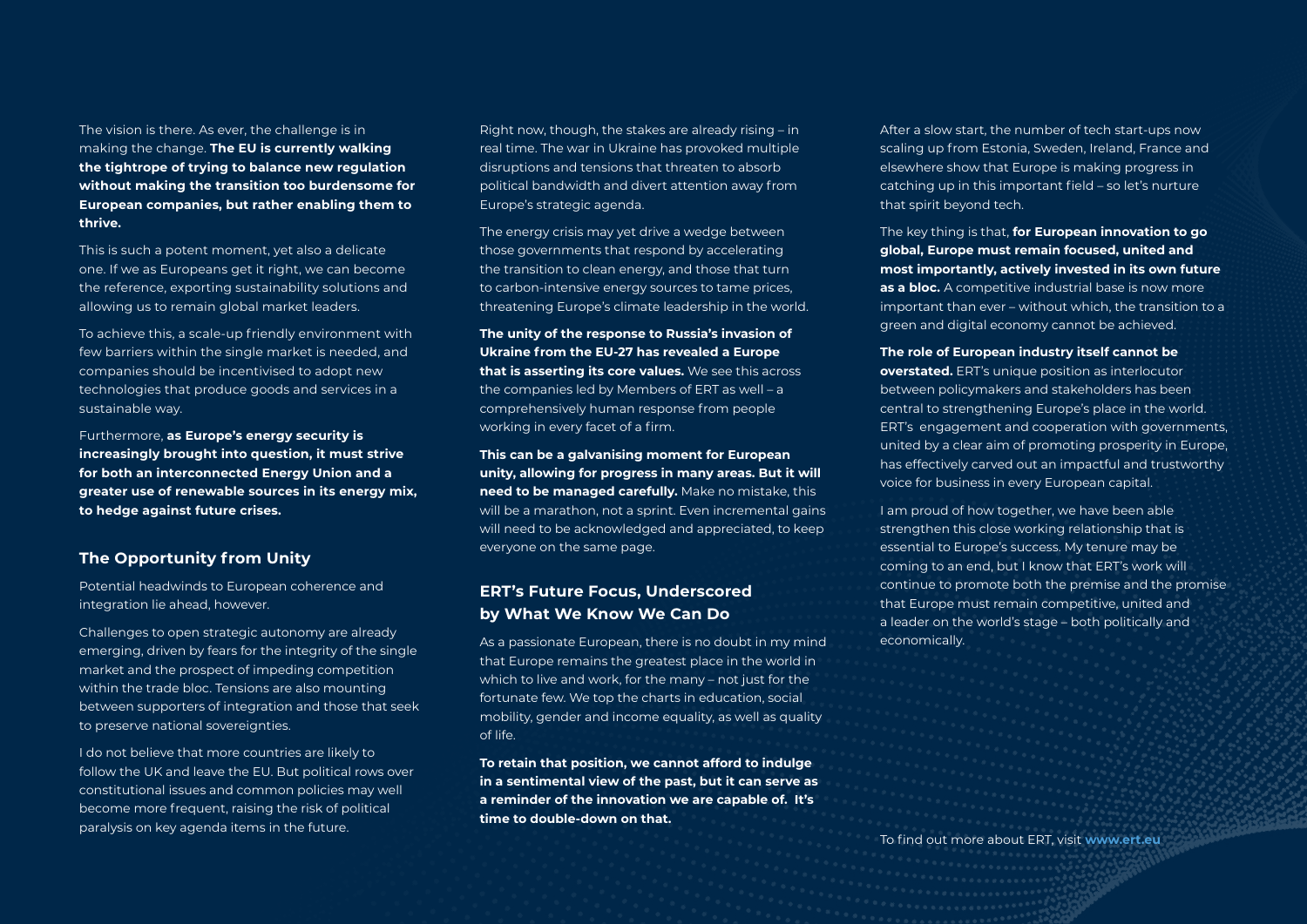The vision is there. As ever, the challenge is in making the change. **The EU is currently walking the tightrope of trying to balance new regulation without making the transition too burdensome for European companies, but rather enabling them to thrive.**

This is such a potent moment, yet also a delicate one. If we as Europeans get it right, we can become the reference, exporting sustainability solutions and allowing us to remain global market leaders.

To achieve this, a scale-up friendly environment with few barriers within the single market is needed, and companies should be incentivised to adopt new technologies that produce goods and services in a sustainable way.

Furthermore, **as Europe's energy security is increasingly brought into question, it must strive for both an interconnected Energy Union and a greater use of renewable sources in its energy mix, to hedge against future crises.**

## The Opportunity from Unity

Potential headwinds to European coherence and integration lie ahead, however.

Challenges to open strategic autonomy are already emerging, driven by fears for the integrity of the single market and the prospect of impeding competition within the trade bloc. Tensions are also mounting between supporters of integration and those that seek to preserve national sovereignties.

I do not believe that more countries are likely to follow the UK and leave the EU. But political rows over constitutional issues and common policies may well become more frequent, raising the risk of political paralysis on key agenda items in the future.

Right now, though, the stakes are already rising – in real time. The war in Ukraine has provoked multiple disruptions and tensions that threaten to absorb political bandwidth and divert attention away from Europe's strategic agenda.

The energy crisis may yet drive a wedge between those governments that respond by accelerating the transition to clean energy, and those that turn to carbon-intensive energy sources to tame prices, threatening Europe's climate leadership in the world.

**The unity of the response to Russia's invasion of Ukraine from the EU-27 has revealed a Europe that is asserting its core values.** We see this across the companies led by Members of ERT as well – a comprehensively human response from people working in every facet of a firm.

**This can be a galvanising moment for European unity, allowing for progress in many areas. But it will need to be managed carefully.** Make no mistake, this will be a marathon, not a sprint. Even incremental gains will need to be acknowledged and appreciated, to keep everyone on the same page.

## ERT's Future Focus, Underscored by What We Know We Can Do

As a passionate European, there is no doubt in my mind that Europe remains the greatest place in the world in which to live and work, for the many – not just for the fortunate few. We top the charts in education, social mobility, gender and income equality, as well as quality of life.

**To retain that position, we cannot afford to indulge in a sentimental view of the past, but it can serve as a reminder of the innovation we are capable of. It's time to double-down on that.**

After a slow start, the number of tech start-ups now scaling up from Estonia, Sweden, Ireland, France and elsewhere show that Europe is making progress in catching up in this important field – so let's nurture that spirit beyond tech.

The key thing is that, **for European innovation to go global, Europe must remain focused, united and most importantly, actively invested in its own future as a bloc.** A competitive industrial base is now more important than ever – without which, the transition to a green and digital economy cannot be achieved.

**The role of European industry itself cannot be overstated.** ERT's unique position as interlocutor between policymakers and stakeholders has been central to strengthening Europe's place in the world. ERT's engagement and cooperation with governments, united by a clear aim of promoting prosperity in Europe, has effectively carved out an impactful and trustworthy voice for business in every European capital.

I am proud of how together, we have been able strengthen this close working relationship that is essential to Europe's success. My tenure may be coming to an end, but I know that ERT's work will continue to promote both the premise and the promise that Europe must remain competitive, united and a leader on the world's stage – both politically and economically.

To find out more about ERT, visit **www.ert.eu**